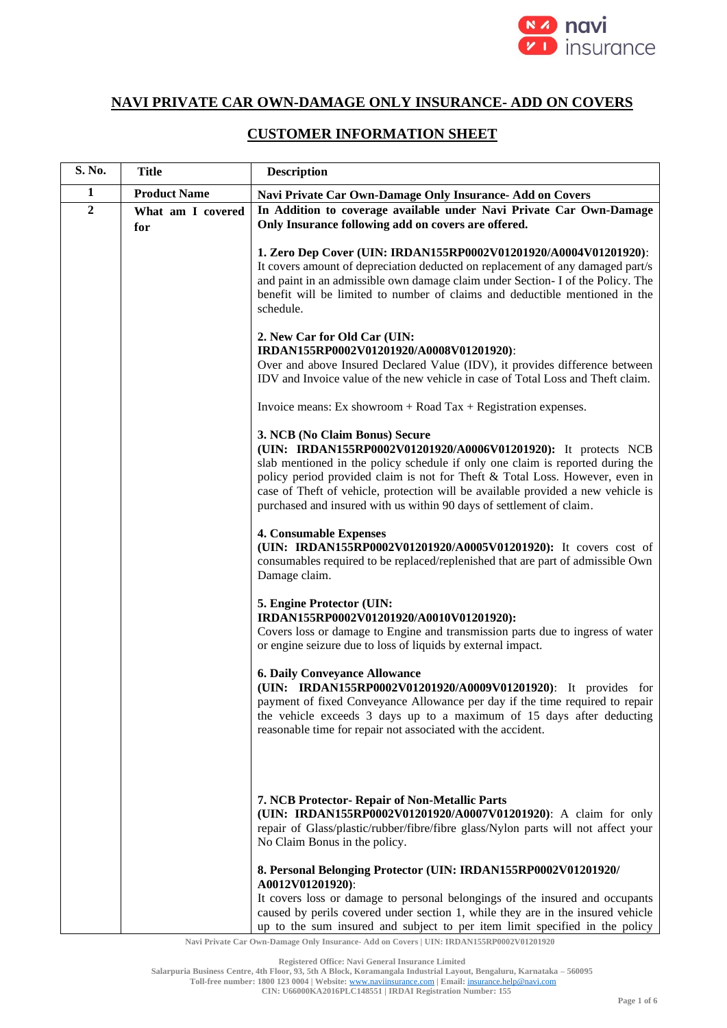## NAVI PRIVATE CAR OWN-DAMAGE ONLY INSURANCE- ADD ON COVERS

## CUSTOMER INFORMATION SHEET

| S. No. | Title | Description |
|---|---|---|
| 1 | **Product Name** | **Navi Private Car Own-Damage Only Insurance- Add on Covers** |
| 2 | **What am I covered for** | **In Addition to coverage available under Navi Private Car Own-Damage Only Insurance following add on covers are offered.**<br><br>**1. Zero Dep Cover (UIN: IRDAN155RP0002V01201920/A0004V01201920)**: It covers amount of depreciation deducted on replacement of any damaged part/s and paint in an admissible own damage claim under Section- I of the Policy. The benefit will be limited to number of claims and deductible mentioned in the schedule.<br><br>**2. New Car for Old Car (UIN: IRDAN155RP0002V01201920/A0008V01201920)**: Over and above Insured Declared Value (IDV), it provides difference between IDV and Invoice value of the new vehicle in case of Total Loss and Theft claim.<br><br>Invoice means: Ex showroom + Road Tax + Registration expenses.<br><br>**3. NCB (No Claim Bonus) Secure (UIN: IRDAN155RP0002V01201920/A0006V01201920):** It protects NCB slab mentioned in the policy schedule if only one claim is reported during the policy period provided claim is not for Theft & Total Loss. However, even in case of Theft of vehicle, protection will be available provided a new vehicle is purchased and insured with us within 90 days of settlement of claim.<br><br>**4. Consumable Expenses (UIN: IRDAN155RP0002V01201920/A0005V01201920):** It covers cost of consumables required to be replaced/replenished that are part of admissible Own Damage claim.<br><br>**5. Engine Protector (UIN: IRDAN155RP0002V01201920/A0010V01201920):** Covers loss or damage to Engine and transmission parts due to ingress of water or engine seizure due to loss of liquids by external impact.<br><br>**6. Daily Conveyance Allowance (UIN: IRDAN155RP0002V01201920/A0009V01201920)**: It provides for payment of fixed Conveyance Allowance per day if the time required to repair the vehicle exceeds 3 days up to a maximum of 15 days after deducting reasonable time for repair not associated with the accident.<br><br>**7. NCB Protector- Repair of Non-Metallic Parts (UIN: IRDAN155RP0002V01201920/A0007V01201920)**: A claim for only repair of Glass/plastic/rubber/fibre/fibre glass/Nylon parts will not affect your No Claim Bonus in the policy.<br><br>**8. Personal Belonging Protector (UIN: IRDAN155RP0002V01201920/ A0012V01201920)**: It covers loss or damage to personal belongings of the insured and occupants caused by perils covered under section 1, while they are in the insured vehicle up to the sum insured and subject to per item limit specified in the policy |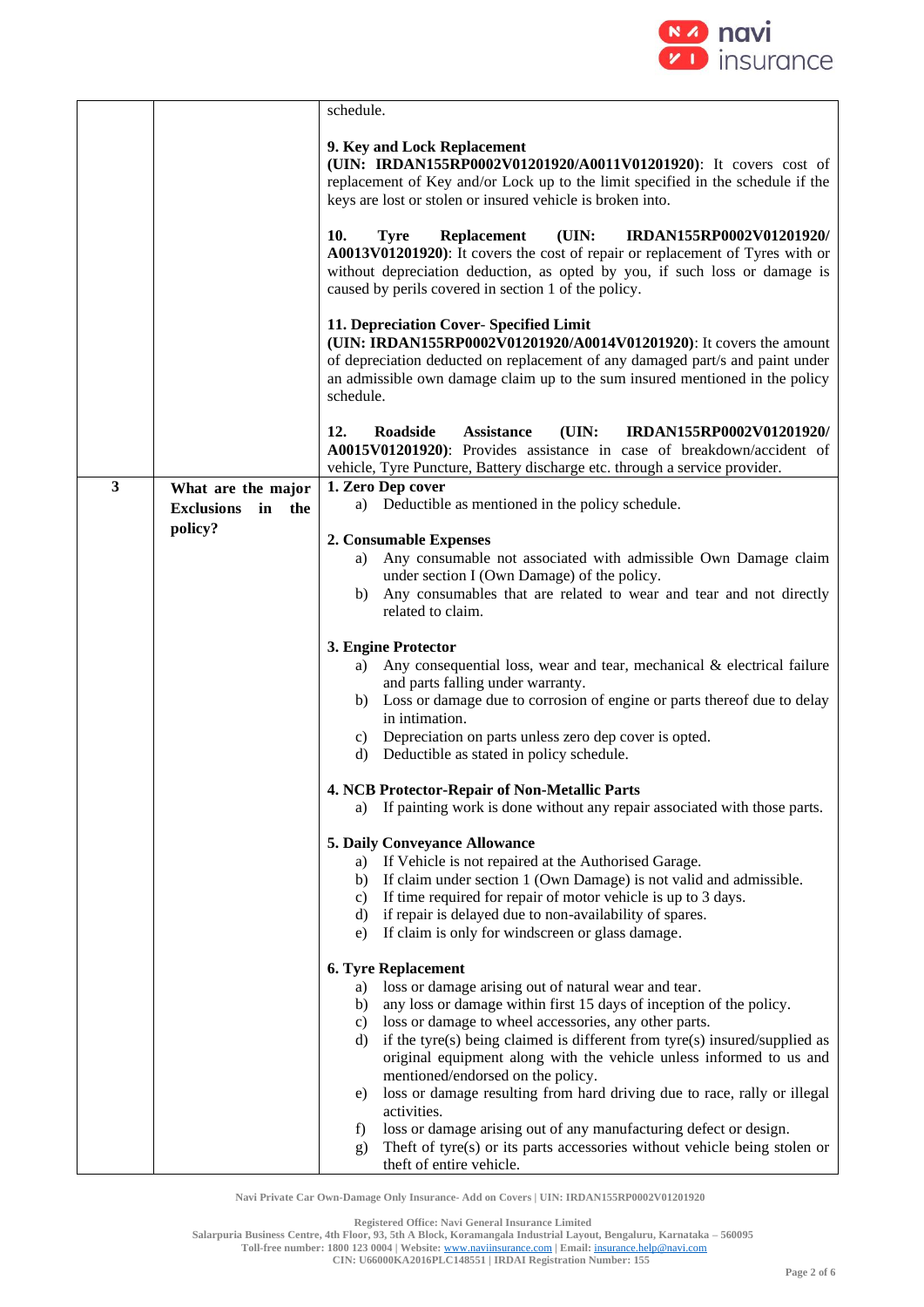| | | |
|---|---|---|
| | | schedule.<br><br>**9. Key and Lock Replacement (UIN: IRDAN155RP0002V01201920/A0011V01201920)**: It covers cost of replacement of Key and/or Lock up to the limit specified in the schedule if the keys are lost or stolen or insured vehicle is broken into.<br><br>**10. Tyre Replacement (UIN: IRDAN155RP0002V01201920/ A0013V01201920)**: It covers the cost of repair or replacement of Tyres with or without depreciation deduction, as opted by you, if such loss or damage is caused by perils covered in section 1 of the policy.<br><br>**11. Depreciation Cover- Specified Limit (UIN: IRDAN155RP0002V01201920/A0014V01201920)**: It covers the amount of depreciation deducted on replacement of any damaged part/s and paint under an admissible own damage claim up to the sum insured mentioned in the policy schedule.<br><br>**12. Roadside Assistance (UIN: IRDAN155RP0002V01201920/ A0015V01201920)**: Provides assistance in case of breakdown/accident of vehicle, Tyre Puncture, Battery discharge etc. through a service provider. |
| **3** | **What are the major Exclusions in the policy?** | **1. Zero Dep cover**<br>a) Deductible as mentioned in the policy schedule.<br><br>**2. Consumable Expenses**<br>a) Any consumable not associated with admissible Own Damage claim under section I (Own Damage) of the policy.<br>b) Any consumables that are related to wear and tear and not directly related to claim.<br><br>**3. Engine Protector**<br>a) Any consequential loss, wear and tear, mechanical & electrical failure and parts falling under warranty.<br>b) Loss or damage due to corrosion of engine or parts thereof due to delay in intimation.<br>c) Depreciation on parts unless zero dep cover is opted.<br>d) Deductible as stated in policy schedule.<br><br>**4. NCB Protector-Repair of Non-Metallic Parts**<br>a) If painting work is done without any repair associated with those parts.<br><br>**5. Daily Conveyance Allowance**<br>a) If Vehicle is not repaired at the Authorised Garage.<br>b) If claim under section 1 (Own Damage) is not valid and admissible.<br>c) If time required for repair of motor vehicle is up to 3 days.<br>d) if repair is delayed due to non-availability of spares.<br>e) If claim is only for windscreen or glass damage.<br><br>**6. Tyre Replacement**<br>a) loss or damage arising out of natural wear and tear.<br>b) any loss or damage within first 15 days of inception of the policy.<br>c) loss or damage to wheel accessories, any other parts.<br>d) if the tyre(s) being claimed is different from tyre(s) insured/supplied as original equipment along with the vehicle unless informed to us and mentioned/endorsed on the policy.<br>e) loss or damage resulting from hard driving due to race, rally or illegal activities.<br>f) loss or damage arising out of any manufacturing defect or design.<br>g) Theft of tyre(s) or its parts accessories without vehicle being stolen or theft of entire vehicle. |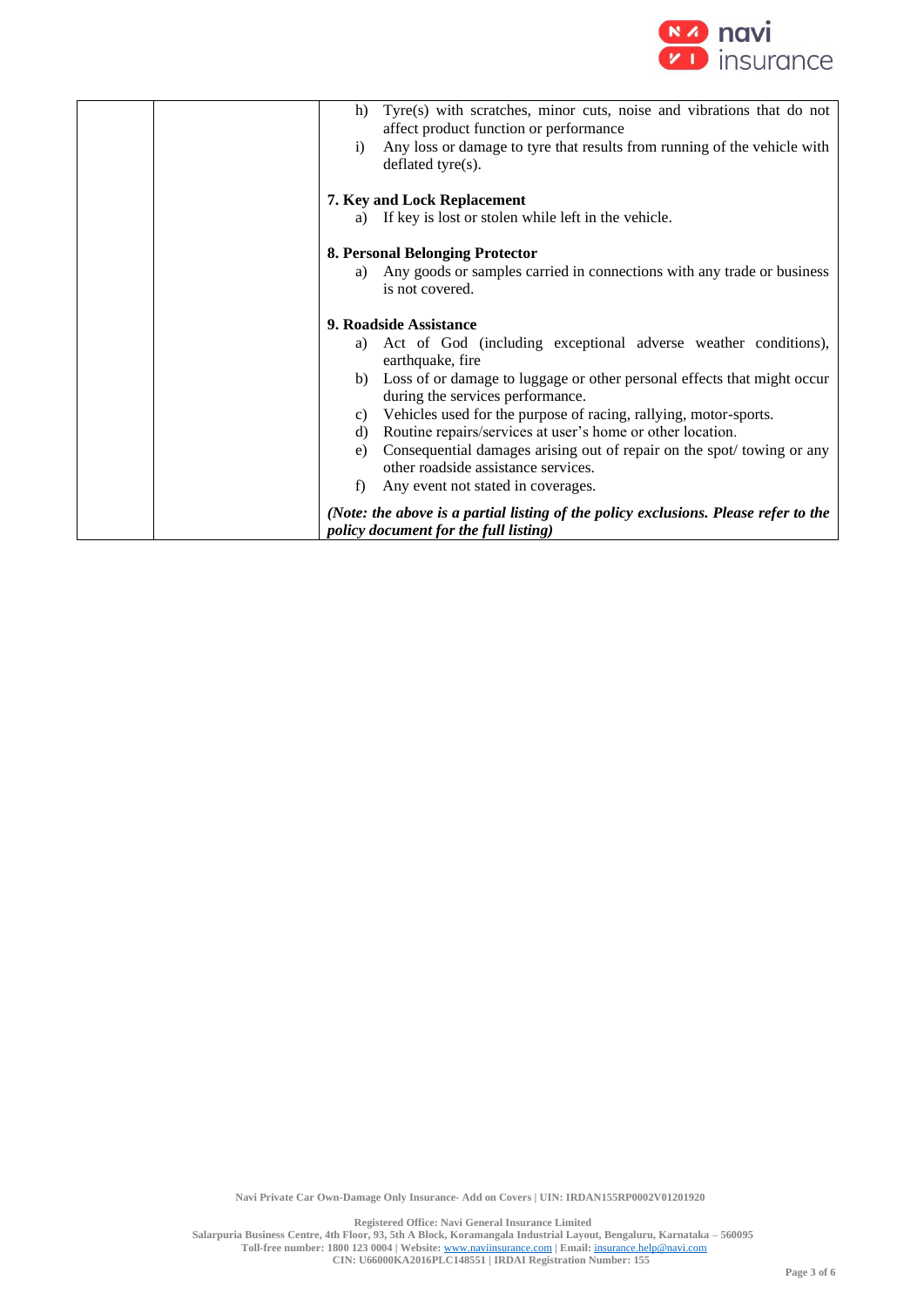| | | |
|---|---|---|
| | | h) Tyre(s) with scratches, minor cuts, noise and vibrations that do not affect product function or performance<br>i) Any loss or damage to tyre that results from running of the vehicle with deflated tyre(s).<br><br>**7. Key and Lock Replacement**<br>a) If key is lost or stolen while left in the vehicle.<br><br>**8. Personal Belonging Protector**<br>a) Any goods or samples carried in connections with any trade or business is not covered.<br><br>**9. Roadside Assistance**<br>a) Act of God (including exceptional adverse weather conditions), earthquake, fire<br>b) Loss of or damage to luggage or other personal effects that might occur during the services performance.<br>c) Vehicles used for the purpose of racing, rallying, motor-sports.<br>d) Routine repairs/services at user's home or other location.<br>e) Consequential damages arising out of repair on the spot/ towing or any other roadside assistance services.<br>f) Any event not stated in coverages.<br><br>***(Note: the above is a partial listing of the policy exclusions. Please refer to the policy document for the full listing)*** |

Navi Private Car Own-Damage Only Insurance- Add on Covers | UIN: IRDAN155RP0002V01201920

Registered Office: Navi General Insurance Limited
Salarpuria Business Centre, 4th Floor, 93, 5th A Block, Koramangala Industrial Layout, Bengaluru, Karnataka – 560095
Toll-free number: 1800 123 0004 | Website: www.naviinsurance.com | Email: insurance.help@navi.com
CIN: U66000KA2016PLC148551 | IRDAI Registration Number: 155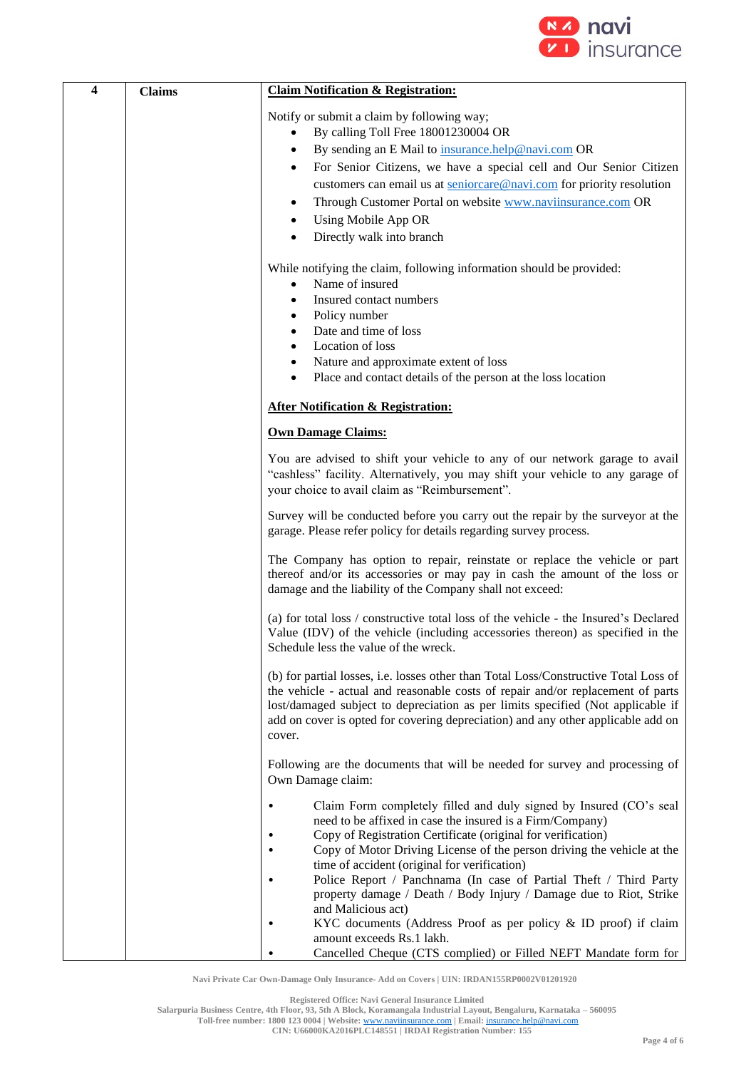| 4 | Claims | **Claim Notification & Registration:**<br><br>Notify or submit a claim by following way;<br>• By calling Toll Free 18001230004 OR<br>• By sending an E Mail to insurance.help@navi.com OR<br>• For Senior Citizens, we have a special cell and Our Senior Citizen customers can email us at seniorcare@navi.com for priority resolution<br>• Through Customer Portal on website www.naviinsurance.com OR<br>• Using Mobile App OR<br>• Directly walk into branch<br><br>While notifying the claim, following information should be provided:<br>• Name of insured<br>• Insured contact numbers<br>• Policy number<br>• Date and time of loss<br>• Location of loss<br>• Nature and approximate extent of loss<br>• Place and contact details of the person at the loss location<br><br>**After Notification & Registration:**<br><br>**Own Damage Claims:**<br><br>You are advised to shift your vehicle to any of our network garage to avail "cashless" facility. Alternatively, you may shift your vehicle to any garage of your choice to avail claim as "Reimbursement".<br><br>Survey will be conducted before you carry out the repair by the surveyor at the garage. Please refer policy for details regarding survey process.<br><br>The Company has option to repair, reinstate or replace the vehicle or part thereof and/or its accessories or may pay in cash the amount of the loss or damage and the liability of the Company shall not exceed:<br><br>(a) for total loss / constructive total loss of the vehicle - the Insured's Declared Value (IDV) of the vehicle (including accessories thereon) as specified in the Schedule less the value of the wreck.<br><br>(b) for partial losses, i.e. losses other than Total Loss/Constructive Total Loss of the vehicle - actual and reasonable costs of repair and/or replacement of parts lost/damaged subject to depreciation as per limits specified (Not applicable if add on cover is opted for covering depreciation) and any other applicable add on cover.<br><br>Following are the documents that will be needed for survey and processing of Own Damage claim:<br><br>• Claim Form completely filled and duly signed by Insured (CO's seal need to be affixed in case the insured is a Firm/Company)<br>• Copy of Registration Certificate (original for verification)<br>• Copy of Motor Driving License of the person driving the vehicle at the time of accident (original for verification)<br>• Police Report / Panchnama (In case of Partial Theft / Third Party property damage / Death / Body Injury / Damage due to Riot, Strike and Malicious act)<br>• KYC documents (Address Proof as per policy & ID proof) if claim amount exceeds Rs.1 lakh.<br>• Cancelled Cheque (CTS complied) or Filled NEFT Mandate form for |
|---|---|---|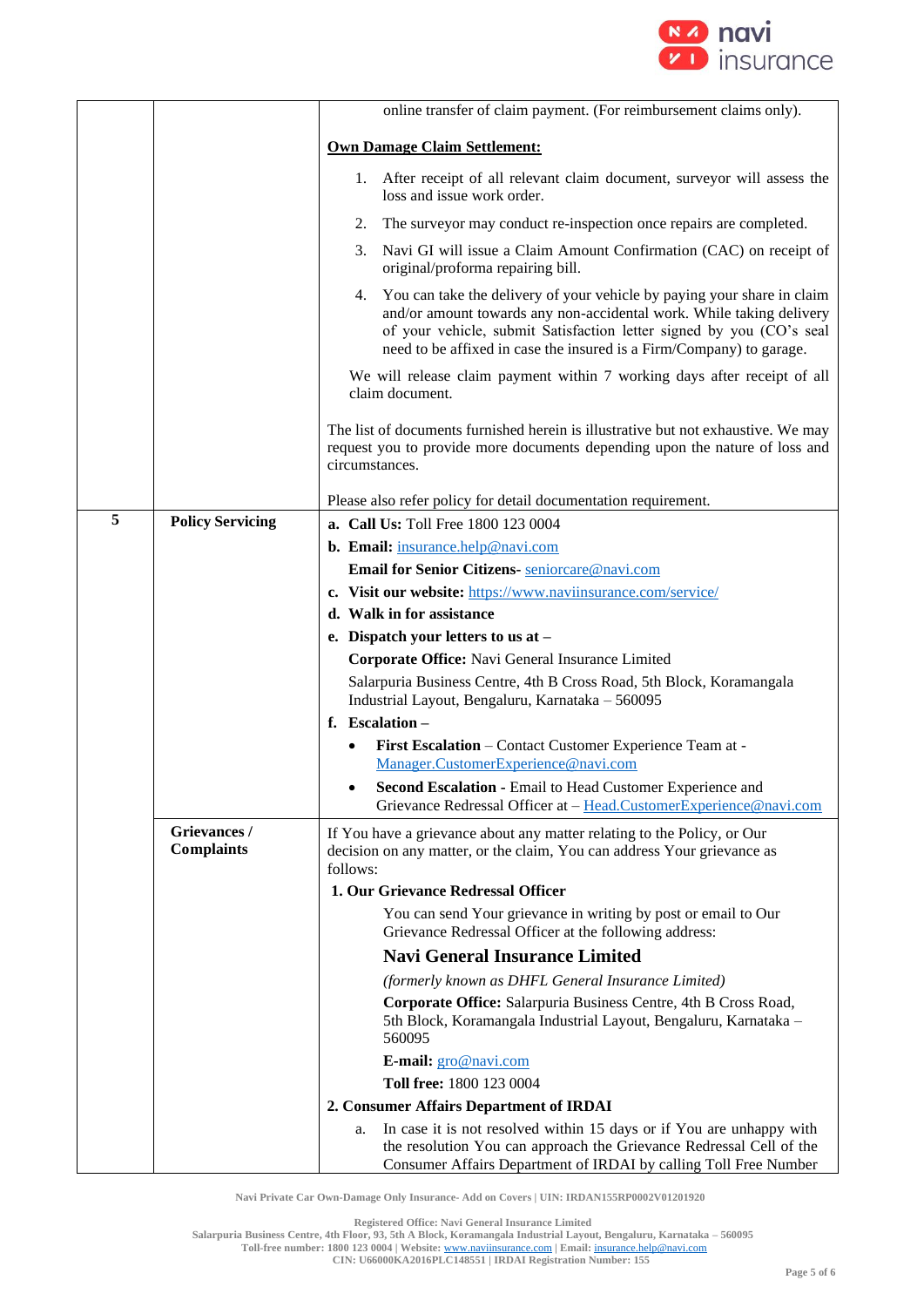| | | |
|---|---|---|
| | | online transfer of claim payment. (For reimbursement claims only).<br><br>**Own Damage Claim Settlement:**<br><br>1. After receipt of all relevant claim document, surveyor will assess the loss and issue work order.<br>2. The surveyor may conduct re-inspection once repairs are completed.<br>3. Navi GI will issue a Claim Amount Confirmation (CAC) on receipt of original/proforma repairing bill.<br>4. You can take the delivery of your vehicle by paying your share in claim and/or amount towards any non-accidental work. While taking delivery of your vehicle, submit Satisfaction letter signed by you (CO's seal need to be affixed in case the insured is a Firm/Company) to garage.<br><br>We will release claim payment within 7 working days after receipt of all claim document.<br><br>The list of documents furnished herein is illustrative but not exhaustive. We may request you to provide more documents depending upon the nature of loss and circumstances.<br><br>Please also refer policy for detail documentation requirement. |
| **5** | **Policy Servicing** | **a. Call Us:** Toll Free 1800 123 0004<br>**b. Email:** insurance.help@navi.com<br>**Email for Senior Citizens-** seniorcare@navi.com<br>**c. Visit our website:** https://www.naviinsurance.com/service/<br>**d. Walk in for assistance**<br>**e. Dispatch your letters to us at –**<br>**Corporate Office:** Navi General Insurance Limited<br>Salarpuria Business Centre, 4th B Cross Road, 5th Block, Koramangala Industrial Layout, Bengaluru, Karnataka – 560095<br>**f. Escalation –**<br>• **First Escalation** – Contact Customer Experience Team at - Manager.CustomerExperience@navi.com<br>• **Second Escalation** - Email to Head Customer Experience and Grievance Redressal Officer at – Head.CustomerExperience@navi.com |
| | **Grievances / Complaints** | If You have a grievance about any matter relating to the Policy, or Our decision on any matter, or the claim, You can address Your grievance as follows:<br>**1. Our Grievance Redressal Officer**<br>You can send Your grievance in writing by post or email to Our Grievance Redressal Officer at the following address:<br>**Navi General Insurance Limited**<br>*(formerly known as DHFL General Insurance Limited)*<br>**Corporate Office:** Salarpuria Business Centre, 4th B Cross Road, 5th Block, Koramangala Industrial Layout, Bengaluru, Karnataka – 560095<br>**E-mail:** gro@navi.com<br>**Toll free:** 1800 123 0004<br>**2. Consumer Affairs Department of IRDAI**<br>a. In case it is not resolved within 15 days or if You are unhappy with the resolution You can approach the Grievance Redressal Cell of the Consumer Affairs Department of IRDAI by calling Toll Free Number |

Navi Private Car Own-Damage Only Insurance- Add on Covers | UIN: IRDAN155RP0002V01201920

Registered Office: Navi General Insurance Limited
Salarpuria Business Centre, 4th Floor, 93, 5th A Block, Koramangala Industrial Layout, Bengaluru, Karnataka – 560095
Toll-free number: 1800 123 0004 | Website: www.naviinsurance.com | Email: insurance.help@navi.com
CIN: U66000KA2016PLC148551 | IRDAI Registration Number: 155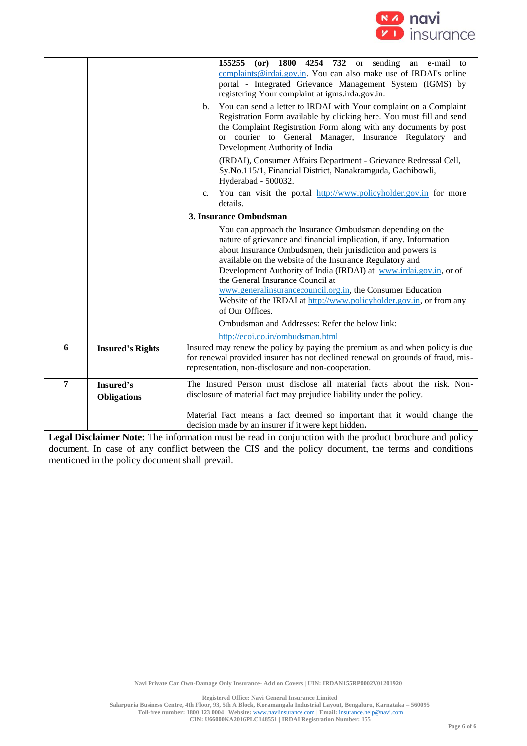| | | |
|---|---|---|
| | | **155255 (or) 1800 4254 732** or sending an e-mail to complaints@irdai.gov.in. You can also make use of IRDAI's online portal - Integrated Grievance Management System (IGMS) by registering Your complaint at igms.irda.gov.in.<br><br>b. You can send a letter to IRDAI with Your complaint on a Complaint Registration Form available by clicking here. You must fill and send the Complaint Registration Form along with any documents by post or courier to General Manager, Insurance Regulatory and Development Authority of India<br><br>(IRDAI), Consumer Affairs Department - Grievance Redressal Cell, Sy.No.115/1, Financial District, Nanakramguda, Gachibowli, Hyderabad - 500032.<br><br>c. You can visit the portal http://www.policyholder.gov.in for more details.<br><br>**3. Insurance Ombudsman**<br><br>You can approach the Insurance Ombudsman depending on the nature of grievance and financial implication, if any. Information about Insurance Ombudsmen, their jurisdiction and powers is available on the website of the Insurance Regulatory and Development Authority of India (IRDAI) at www.irdai.gov.in, or of the General Insurance Council at www.generalinsurancecouncil.org.in, the Consumer Education Website of the IRDAI at http://www.policyholder.gov.in, or from any of Our Offices.<br><br>Ombudsman and Addresses: Refer the below link:<br><br>http://ecoi.co.in/ombudsman.html |
| **6** | **Insured's Rights** | Insured may renew the policy by paying the premium as and when policy is due for renewal provided insurer has not declined renewal on grounds of fraud, mis-representation, non-disclosure and non-cooperation. |
| **7** | **Insured's Obligations** | The Insured Person must disclose all material facts about the risk. Non-disclosure of material fact may prejudice liability under the policy.<br><br>Material Fact means a fact deemed so important that it would change the decision made by an insurer if it were kept hidden**.** |

**Legal Disclaimer Note:** The information must be read in conjunction with the product brochure and policy document. In case of any conflict between the CIS and the policy document, the terms and conditions mentioned in the policy document shall prevail.